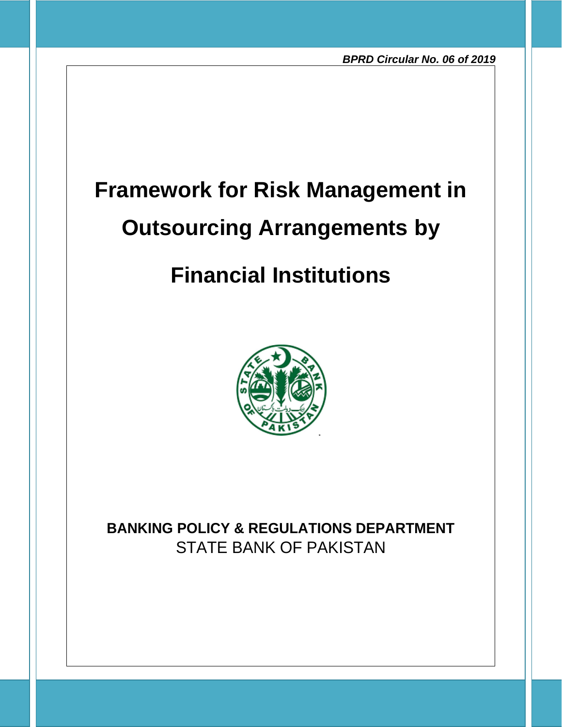***BPRD Circular No. 06 of 2019***

# Framework for Risk Management in Outsourcing Arrangements by Financial Institutions

**BANKING POLICY & REGULATIONS DEPARTMENT**

STATE BANK OF PAKISTAN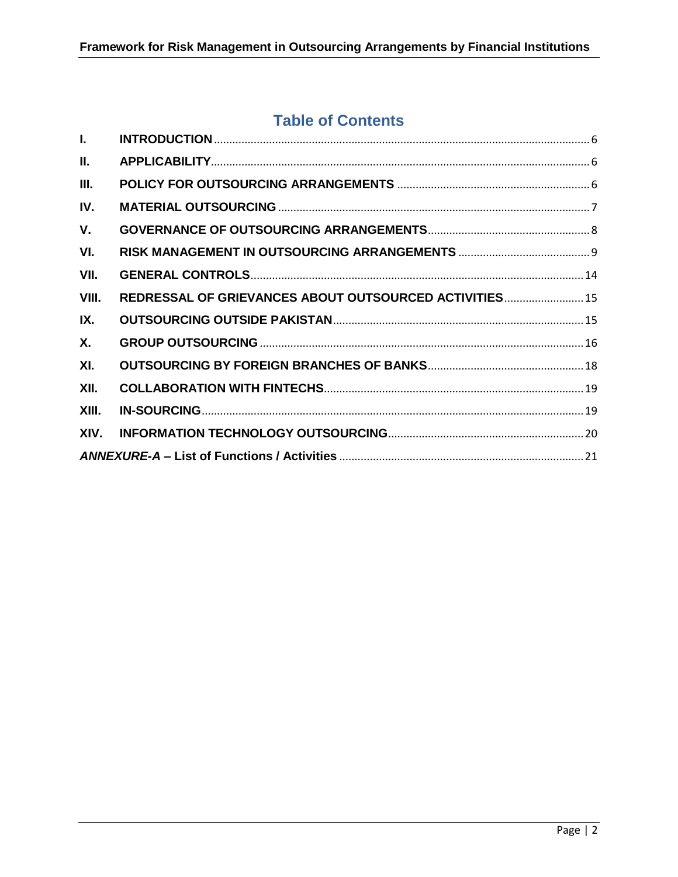## Table of Contents

| | | |
|---|---|---|
| I. | **INTRODUCTION** | 6 |
| II. | **APPLICABILITY** | 6 |
| III. | **POLICY FOR OUTSOURCING ARRANGEMENTS** | 6 |
| IV. | **MATERIAL OUTSOURCING** | 7 |
| V. | **GOVERNANCE OF OUTSOURCING ARRANGEMENTS** | 8 |
| VI. | **RISK MANAGEMENT IN OUTSOURCING ARRANGEMENTS** | 9 |
| VII. | **GENERAL CONTROLS** | 14 |
| VIII. | **REDRESSAL OF GRIEVANCES ABOUT OUTSOURCED ACTIVITIES** | 15 |
| IX. | **OUTSOURCING OUTSIDE PAKISTAN** | 15 |
| X. | **GROUP OUTSOURCING** | 16 |
| XI. | **OUTSOURCING BY FOREIGN BRANCHES OF BANKS** | 18 |
| XII. | **COLLABORATION WITH FINTECHS** | 19 |
| XIII. | **IN-SOURCING** | 19 |
| XIV. | **INFORMATION TECHNOLOGY OUTSOURCING** | 20 |
| | ***ANNEXURE-A* – List of Functions / Activities** | 21 |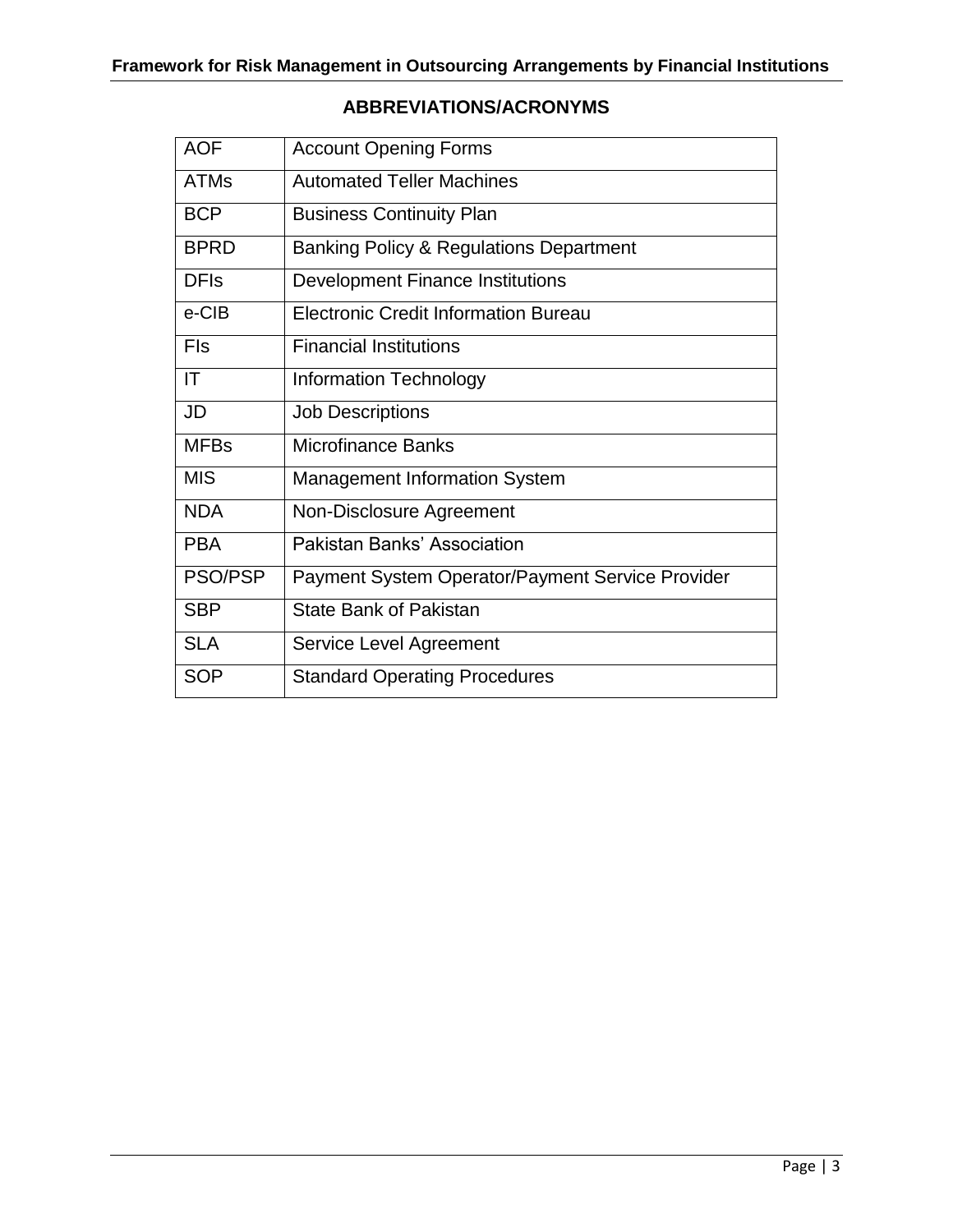## ABBREVIATIONS/ACRONYMS

| | |
|---|---|
| AOF | Account Opening Forms |
| ATMs | Automated Teller Machines |
| BCP | Business Continuity Plan |
| BPRD | Banking Policy & Regulations Department |
| DFIs | Development Finance Institutions |
| e-CIB | Electronic Credit Information Bureau |
| FIs | Financial Institutions |
| IT | Information Technology |
| JD | Job Descriptions |
| MFBs | Microfinance Banks |
| MIS | Management Information System |
| NDA | Non-Disclosure Agreement |
| PBA | Pakistan Banks' Association |
| PSO/PSP | Payment System Operator/Payment Service Provider |
| SBP | State Bank of Pakistan |
| SLA | Service Level Agreement |
| SOP | Standard Operating Procedures |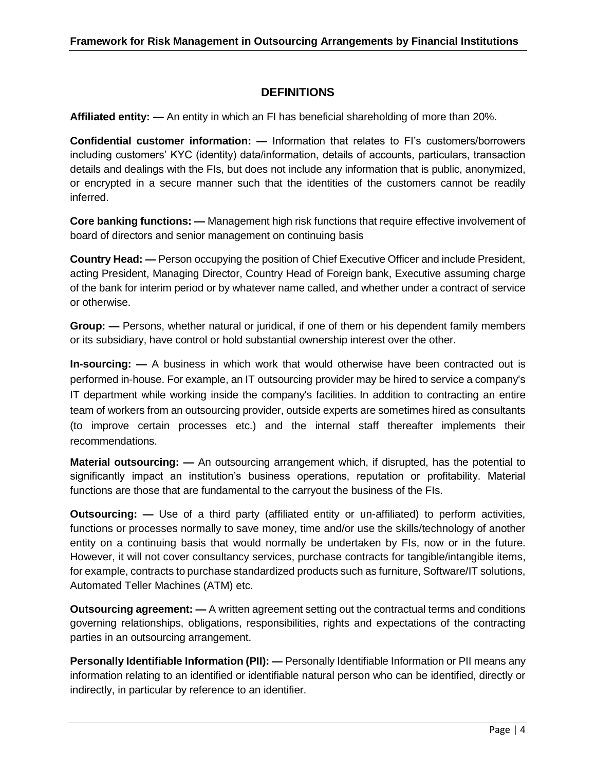## DEFINITIONS

**Affiliated entity: —** An entity in which an FI has beneficial shareholding of more than 20%.

**Confidential customer information: —** Information that relates to FI's customers/borrowers including customers' KYC (identity) data/information, details of accounts, particulars, transaction details and dealings with the FIs, but does not include any information that is public, anonymized, or encrypted in a secure manner such that the identities of the customers cannot be readily inferred.

**Core banking functions: —** Management high risk functions that require effective involvement of board of directors and senior management on continuing basis

**Country Head: —** Person occupying the position of Chief Executive Officer and include President, acting President, Managing Director, Country Head of Foreign bank, Executive assuming charge of the bank for interim period or by whatever name called, and whether under a contract of service or otherwise.

**Group: —** Persons, whether natural or juridical, if one of them or his dependent family members or its subsidiary, have control or hold substantial ownership interest over the other.

**In-sourcing: —** A business in which work that would otherwise have been contracted out is performed in-house. For example, an IT outsourcing provider may be hired to service a company's IT department while working inside the company's facilities. In addition to contracting an entire team of workers from an outsourcing provider, outside experts are sometimes hired as consultants (to improve certain processes etc.) and the internal staff thereafter implements their recommendations.

**Material outsourcing: —** An outsourcing arrangement which, if disrupted, has the potential to significantly impact an institution's business operations, reputation or profitability. Material functions are those that are fundamental to the carryout the business of the FIs.

**Outsourcing: —** Use of a third party (affiliated entity or un-affiliated) to perform activities, functions or processes normally to save money, time and/or use the skills/technology of another entity on a continuing basis that would normally be undertaken by FIs, now or in the future. However, it will not cover consultancy services, purchase contracts for tangible/intangible items, for example, contracts to purchase standardized products such as furniture, Software/IT solutions, Automated Teller Machines (ATM) etc.

**Outsourcing agreement: —** A written agreement setting out the contractual terms and conditions governing relationships, obligations, responsibilities, rights and expectations of the contracting parties in an outsourcing arrangement.

**Personally Identifiable Information (PII): —** Personally Identifiable Information or PII means any information relating to an identified or identifiable natural person who can be identified, directly or indirectly, in particular by reference to an identifier.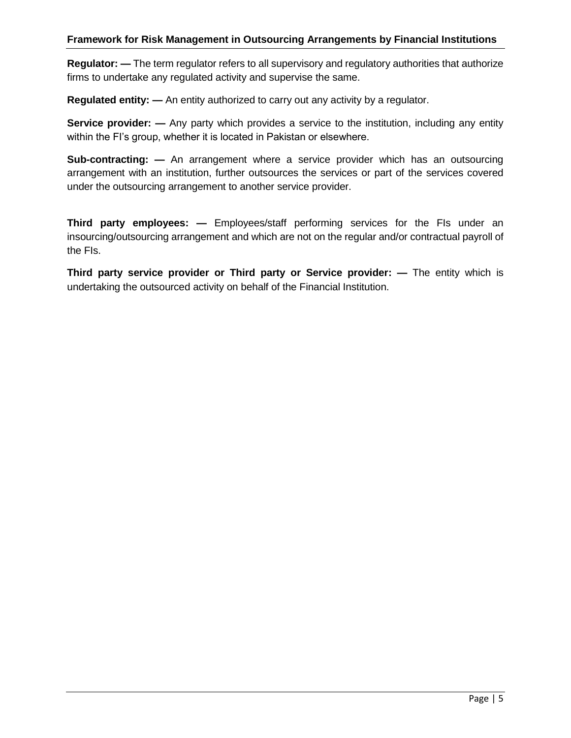**Regulator: —** The term regulator refers to all supervisory and regulatory authorities that authorize firms to undertake any regulated activity and supervise the same.

**Regulated entity: —** An entity authorized to carry out any activity by a regulator.

**Service provider: —** Any party which provides a service to the institution, including any entity within the FI's group, whether it is located in Pakistan or elsewhere.

**Sub-contracting: —** An arrangement where a service provider which has an outsourcing arrangement with an institution, further outsources the services or part of the services covered under the outsourcing arrangement to another service provider.

**Third party employees: —** Employees/staff performing services for the FIs under an insourcing/outsourcing arrangement and which are not on the regular and/or contractual payroll of the FIs.

**Third party service provider or Third party or Service provider: —** The entity which is undertaking the outsourced activity on behalf of the Financial Institution.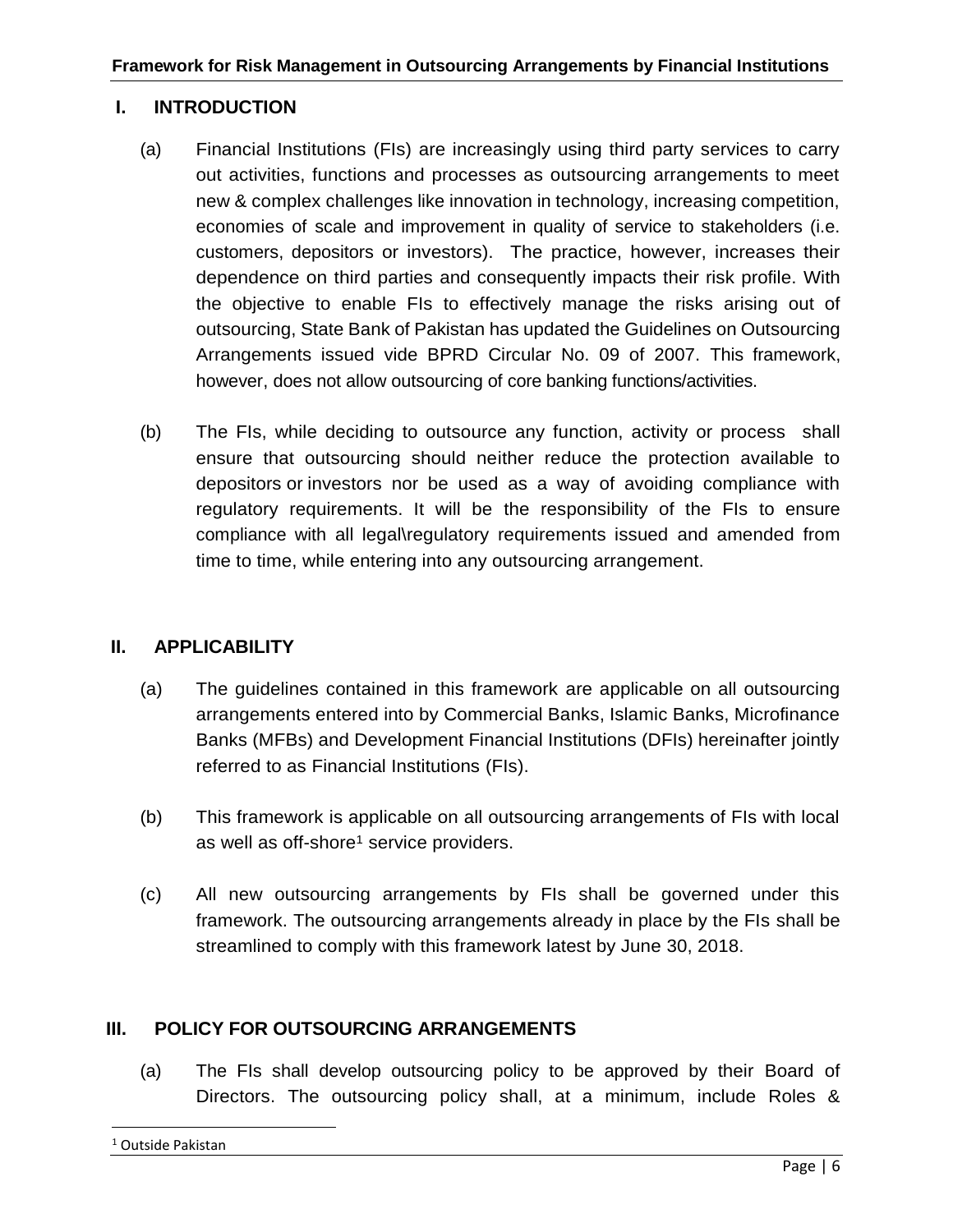## I. INTRODUCTION

(a) Financial Institutions (FIs) are increasingly using third party services to carry out activities, functions and processes as outsourcing arrangements to meet new & complex challenges like innovation in technology, increasing competition, economies of scale and improvement in quality of service to stakeholders (i.e. customers, depositors or investors). The practice, however, increases their dependence on third parties and consequently impacts their risk profile. With the objective to enable FIs to effectively manage the risks arising out of outsourcing, State Bank of Pakistan has updated the Guidelines on Outsourcing Arrangements issued vide BPRD Circular No. 09 of 2007. This framework, however, does not allow outsourcing of core banking functions/activities.

(b) The FIs, while deciding to outsource any function, activity or process shall ensure that outsourcing should neither reduce the protection available to depositors or investors nor be used as a way of avoiding compliance with regulatory requirements. It will be the responsibility of the FIs to ensure compliance with all legal\regulatory requirements issued and amended from time to time, while entering into any outsourcing arrangement.

## II. APPLICABILITY

(a) The guidelines contained in this framework are applicable on all outsourcing arrangements entered into by Commercial Banks, Islamic Banks, Microfinance Banks (MFBs) and Development Financial Institutions (DFIs) hereinafter jointly referred to as Financial Institutions (FIs).

(b) This framework is applicable on all outsourcing arrangements of FIs with local as well as off-shore[1] service providers.

(c) All new outsourcing arrangements by FIs shall be governed under this framework. The outsourcing arrangements already in place by the FIs shall be streamlined to comply with this framework latest by June 30, 2018.

## III. POLICY FOR OUTSOURCING ARRANGEMENTS

(a) The FIs shall develop outsourcing policy to be approved by their Board of Directors. The outsourcing policy shall, at a minimum, include Roles &

[1] Outside Pakistan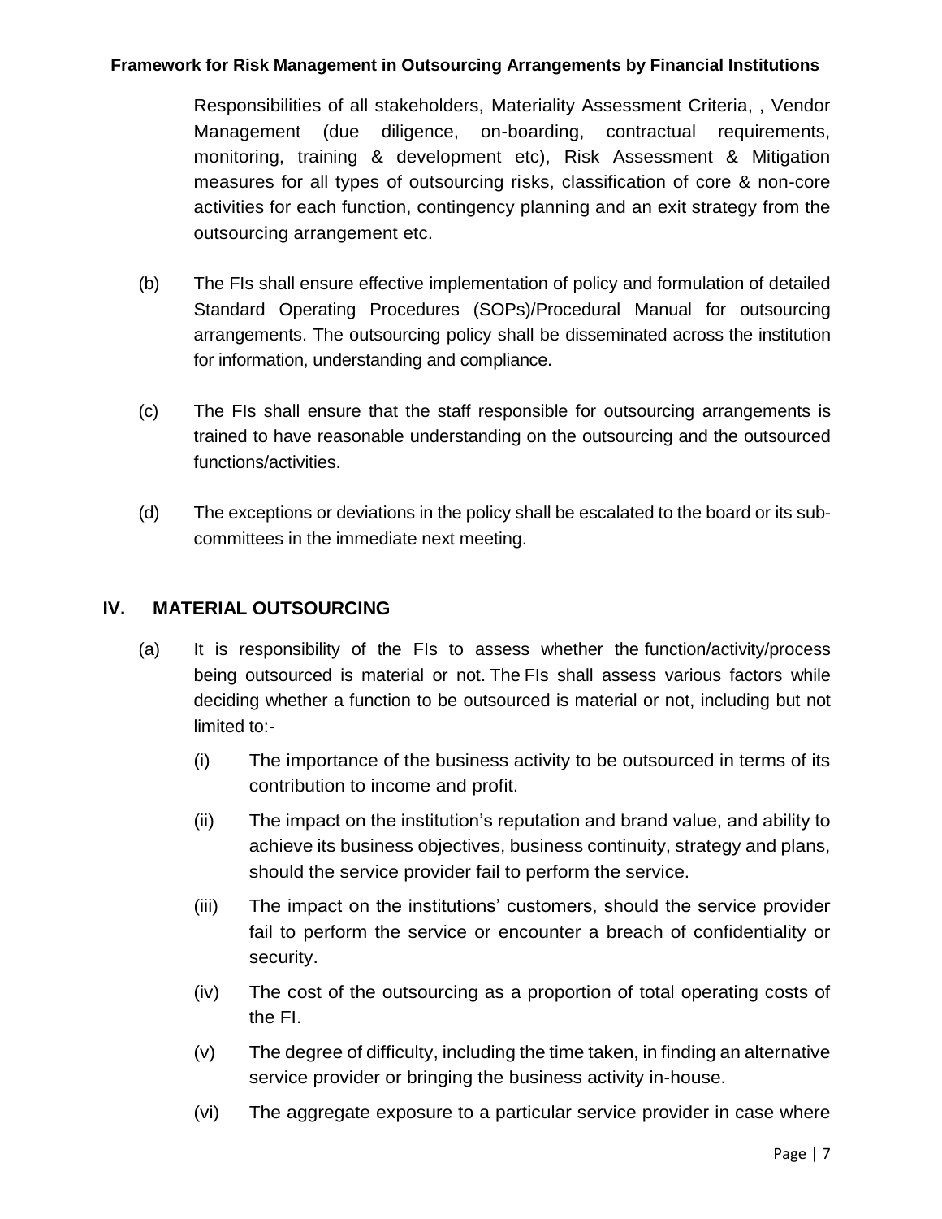Responsibilities of all stakeholders, Materiality Assessment Criteria, , Vendor Management (due diligence, on-boarding, contractual requirements, monitoring, training & development etc), Risk Assessment & Mitigation measures for all types of outsourcing risks, classification of core & non-core activities for each function, contingency planning and an exit strategy from the outsourcing arrangement etc.

(b) The FIs shall ensure effective implementation of policy and formulation of detailed Standard Operating Procedures (SOPs)/Procedural Manual for outsourcing arrangements. The outsourcing policy shall be disseminated across the institution for information, understanding and compliance.

(c) The FIs shall ensure that the staff responsible for outsourcing arrangements is trained to have reasonable understanding on the outsourcing and the outsourced functions/activities.

(d) The exceptions or deviations in the policy shall be escalated to the board or its sub-committees in the immediate next meeting.

## IV. MATERIAL OUTSOURCING

(a) It is responsibility of the FIs to assess whether the function/activity/process being outsourced is material or not. The FIs shall assess various factors while deciding whether a function to be outsourced is material or not, including but not limited to:-

   (i) The importance of the business activity to be outsourced in terms of its contribution to income and profit.

   (ii) The impact on the institution's reputation and brand value, and ability to achieve its business objectives, business continuity, strategy and plans, should the service provider fail to perform the service.

   (iii) The impact on the institutions' customers, should the service provider fail to perform the service or encounter a breach of confidentiality or security.

   (iv) The cost of the outsourcing as a proportion of total operating costs of the FI.

   (v) The degree of difficulty, including the time taken, in finding an alternative service provider or bringing the business activity in-house.

   (vi) The aggregate exposure to a particular service provider in case where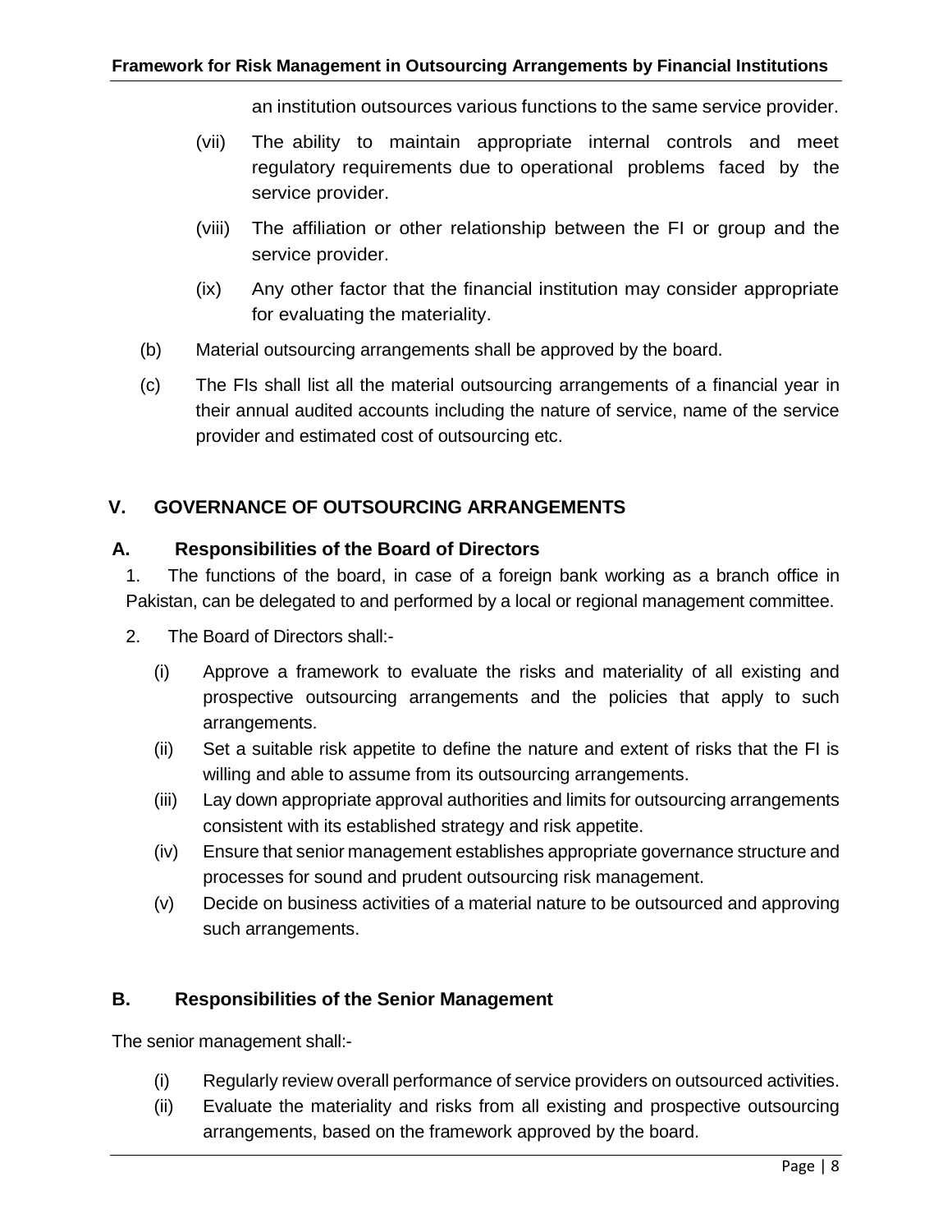an institution outsources various functions to the same service provider.

(vii) The ability to maintain appropriate internal controls and meet regulatory requirements due to operational problems faced by the service provider.

(viii) The affiliation or other relationship between the FI or group and the service provider.

(ix) Any other factor that the financial institution may consider appropriate for evaluating the materiality.

(b) Material outsourcing arrangements shall be approved by the board.

(c) The FIs shall list all the material outsourcing arrangements of a financial year in their annual audited accounts including the nature of service, name of the service provider and estimated cost of outsourcing etc.

## V. GOVERNANCE OF OUTSOURCING ARRANGEMENTS

### A. Responsibilities of the Board of Directors

1. The functions of the board, in case of a foreign bank working as a branch office in Pakistan, can be delegated to and performed by a local or regional management committee.

2. The Board of Directors shall:-

(i) Approve a framework to evaluate the risks and materiality of all existing and prospective outsourcing arrangements and the policies that apply to such arrangements.

(ii) Set a suitable risk appetite to define the nature and extent of risks that the FI is willing and able to assume from its outsourcing arrangements.

(iii) Lay down appropriate approval authorities and limits for outsourcing arrangements consistent with its established strategy and risk appetite.

(iv) Ensure that senior management establishes appropriate governance structure and processes for sound and prudent outsourcing risk management.

(v) Decide on business activities of a material nature to be outsourced and approving such arrangements.

### B. Responsibilities of the Senior Management

The senior management shall:-

(i) Regularly review overall performance of service providers on outsourced activities.

(ii) Evaluate the materiality and risks from all existing and prospective outsourcing arrangements, based on the framework approved by the board.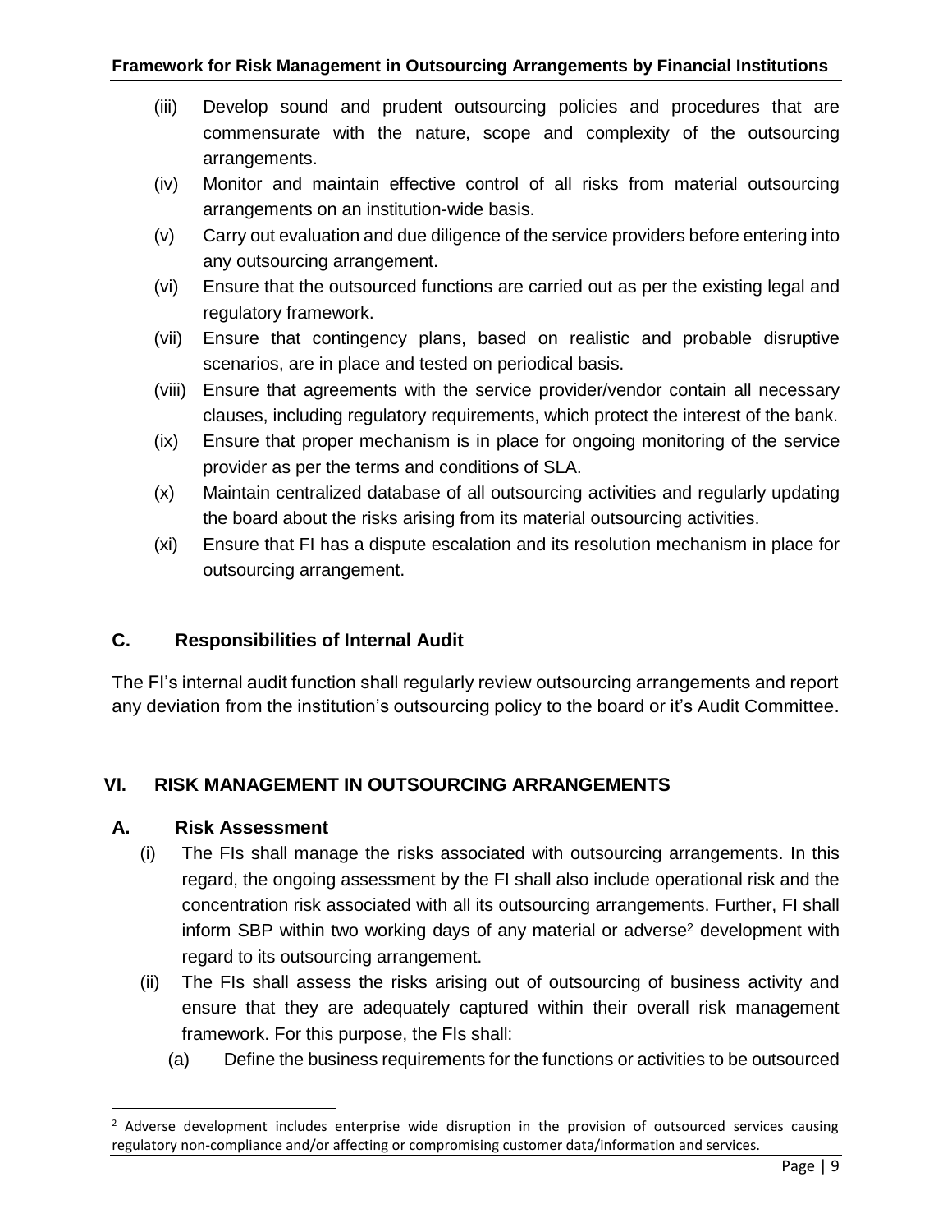(iii) Develop sound and prudent outsourcing policies and procedures that are commensurate with the nature, scope and complexity of the outsourcing arrangements.

(iv) Monitor and maintain effective control of all risks from material outsourcing arrangements on an institution-wide basis.

(v) Carry out evaluation and due diligence of the service providers before entering into any outsourcing arrangement.

(vi) Ensure that the outsourced functions are carried out as per the existing legal and regulatory framework.

(vii) Ensure that contingency plans, based on realistic and probable disruptive scenarios, are in place and tested on periodical basis.

(viii) Ensure that agreements with the service provider/vendor contain all necessary clauses, including regulatory requirements, which protect the interest of the bank.

(ix) Ensure that proper mechanism is in place for ongoing monitoring of the service provider as per the terms and conditions of SLA.

(x) Maintain centralized database of all outsourcing activities and regularly updating the board about the risks arising from its material outsourcing activities.

(xi) Ensure that FI has a dispute escalation and its resolution mechanism in place for outsourcing arrangement.

### C. Responsibilities of Internal Audit

The FI's internal audit function shall regularly review outsourcing arrangements and report any deviation from the institution's outsourcing policy to the board or it's Audit Committee.

## VI. RISK MANAGEMENT IN OUTSOURCING ARRANGEMENTS

### A. Risk Assessment

(i) The FIs shall manage the risks associated with outsourcing arrangements. In this regard, the ongoing assessment by the FI shall also include operational risk and the concentration risk associated with all its outsourcing arrangements. Further, FI shall inform SBP within two working days of any material or adverse[2] development with regard to its outsourcing arrangement.

(ii) The FIs shall assess the risks arising out of outsourcing of business activity and ensure that they are adequately captured within their overall risk management framework. For this purpose, the FIs shall:

(a) Define the business requirements for the functions or activities to be outsourced

[2] Adverse development includes enterprise wide disruption in the provision of outsourced services causing regulatory non-compliance and/or affecting or compromising customer data/information and services.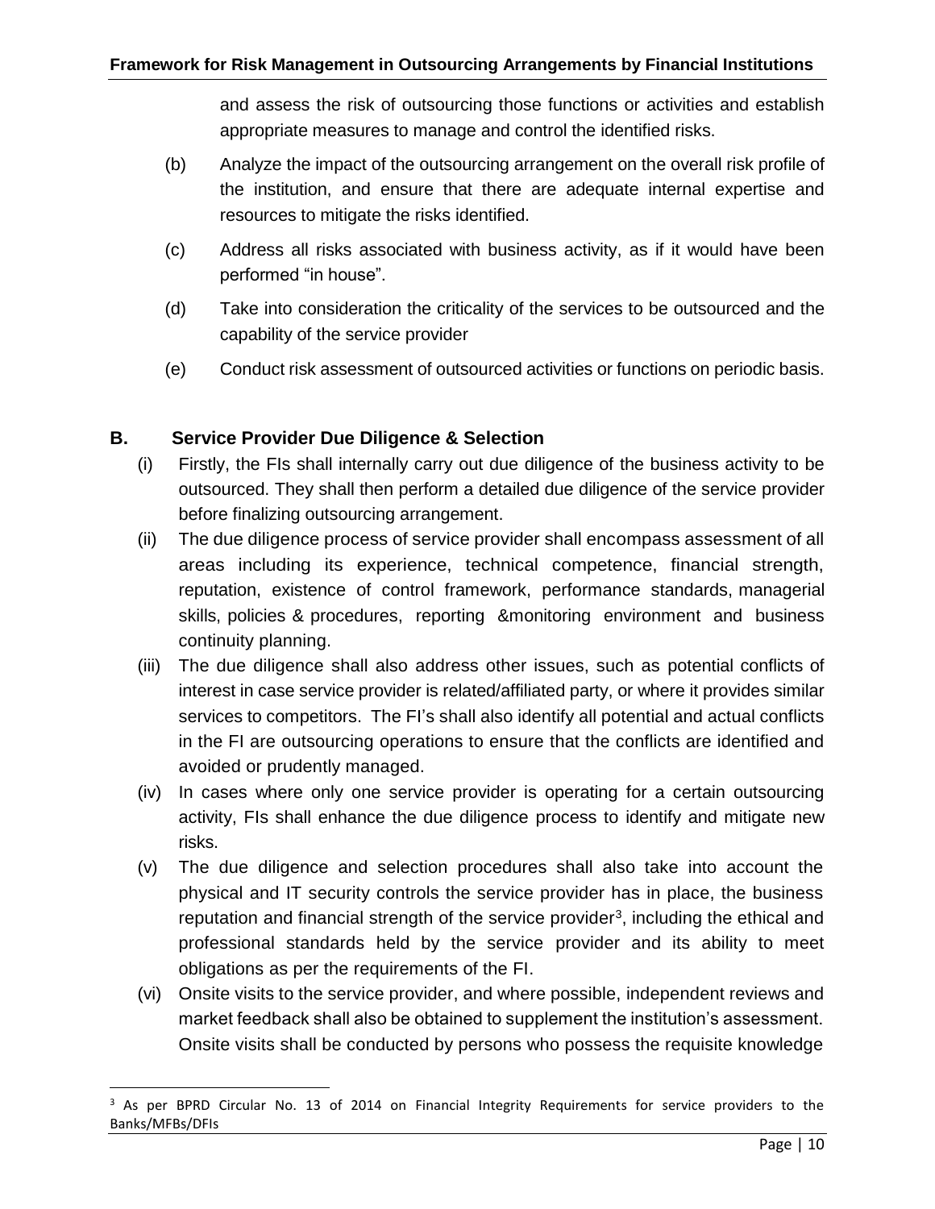and assess the risk of outsourcing those functions or activities and establish appropriate measures to manage and control the identified risks.

(b) Analyze the impact of the outsourcing arrangement on the overall risk profile of the institution, and ensure that there are adequate internal expertise and resources to mitigate the risks identified.

(c) Address all risks associated with business activity, as if it would have been performed "in house".

(d) Take into consideration the criticality of the services to be outsourced and the capability of the service provider

(e) Conduct risk assessment of outsourced activities or functions on periodic basis.

## B. Service Provider Due Diligence & Selection

(i) Firstly, the FIs shall internally carry out due diligence of the business activity to be outsourced. They shall then perform a detailed due diligence of the service provider before finalizing outsourcing arrangement.

(ii) The due diligence process of service provider shall encompass assessment of all areas including its experience, technical competence, financial strength, reputation, existence of control framework, performance standards, managerial skills, policies & procedures, reporting &monitoring environment and business continuity planning.

(iii) The due diligence shall also address other issues, such as potential conflicts of interest in case service provider is related/affiliated party, or where it provides similar services to competitors. The FI's shall also identify all potential and actual conflicts in the FI are outsourcing operations to ensure that the conflicts are identified and avoided or prudently managed.

(iv) In cases where only one service provider is operating for a certain outsourcing activity, FIs shall enhance the due diligence process to identify and mitigate new risks.

(v) The due diligence and selection procedures shall also take into account the physical and IT security controls the service provider has in place, the business reputation and financial strength of the service provider[3], including the ethical and professional standards held by the service provider and its ability to meet obligations as per the requirements of the FI.

(vi) Onsite visits to the service provider, and where possible, independent reviews and market feedback shall also be obtained to supplement the institution's assessment. Onsite visits shall be conducted by persons who possess the requisite knowledge

[3] As per BPRD Circular No. 13 of 2014 on Financial Integrity Requirements for service providers to the Banks/MFBs/DFIs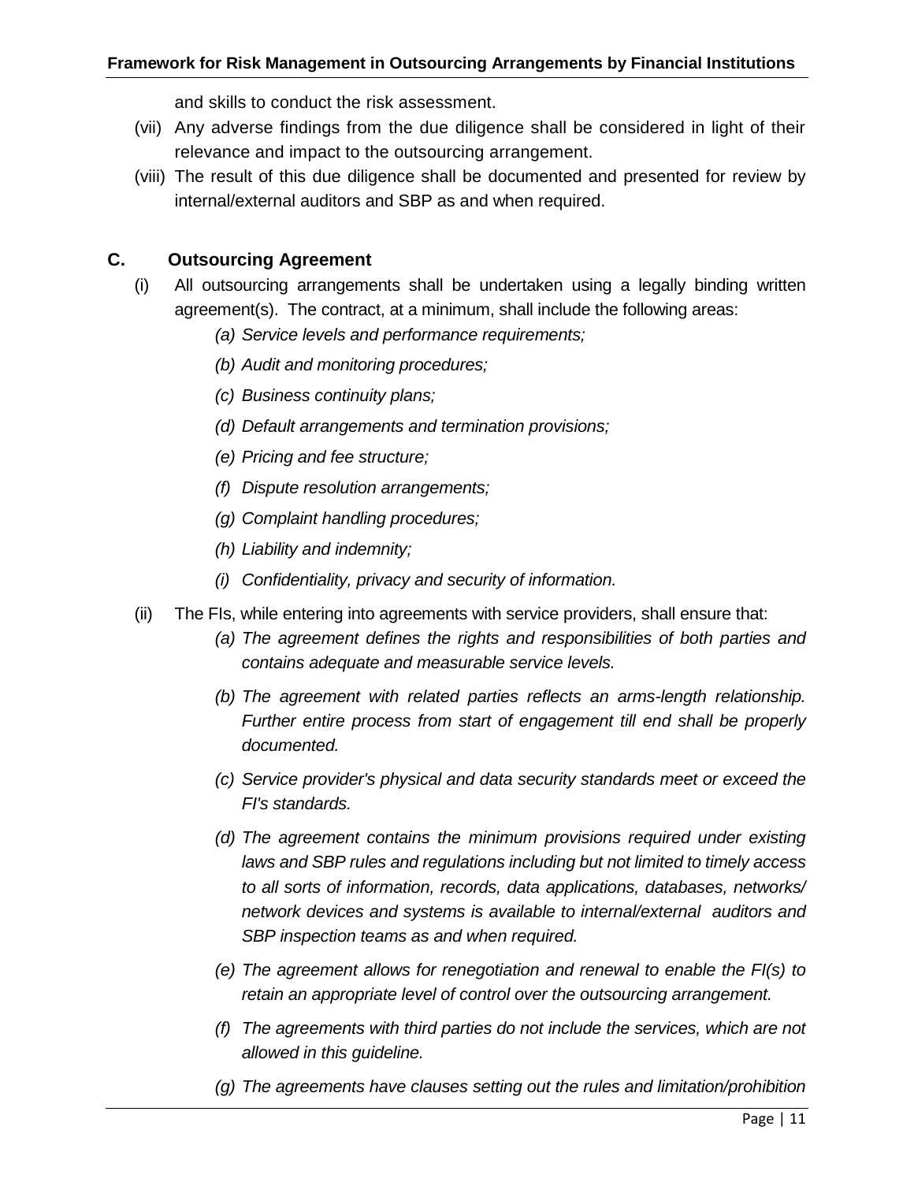and skills to conduct the risk assessment.

(vii) Any adverse findings from the due diligence shall be considered in light of their relevance and impact to the outsourcing arrangement.

(viii) The result of this due diligence shall be documented and presented for review by internal/external auditors and SBP as and when required.

## C. Outsourcing Agreement

(i) All outsourcing arrangements shall be undertaken using a legally binding written agreement(s). The contract, at a minimum, shall include the following areas:

*(a) Service levels and performance requirements;*

*(b) Audit and monitoring procedures;*

*(c) Business continuity plans;*

*(d) Default arrangements and termination provisions;*

*(e) Pricing and fee structure;*

*(f) Dispute resolution arrangements;*

*(g) Complaint handling procedures;*

*(h) Liability and indemnity;*

*(i) Confidentiality, privacy and security of information.*

(ii) The FIs, while entering into agreements with service providers, shall ensure that:

*(a) The agreement defines the rights and responsibilities of both parties and contains adequate and measurable service levels.*

*(b) The agreement with related parties reflects an arms-length relationship. Further entire process from start of engagement till end shall be properly documented.*

*(c) Service provider's physical and data security standards meet or exceed the FI's standards.*

*(d) The agreement contains the minimum provisions required under existing laws and SBP rules and regulations including but not limited to timely access to all sorts of information, records, data applications, databases, networks/ network devices and systems is available to internal/external auditors and SBP inspection teams as and when required.*

*(e) The agreement allows for renegotiation and renewal to enable the FI(s) to retain an appropriate level of control over the outsourcing arrangement.*

*(f) The agreements with third parties do not include the services, which are not allowed in this guideline.*

*(g) The agreements have clauses setting out the rules and limitation/prohibition*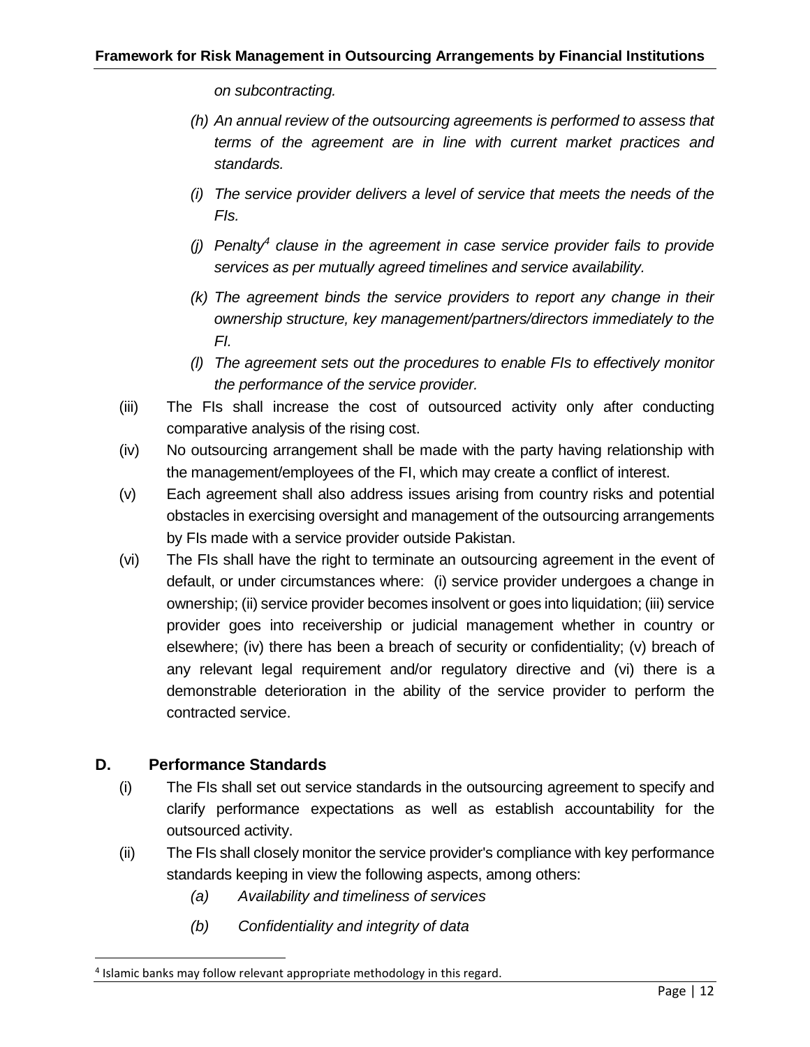*on subcontracting.*

*(h) An annual review of the outsourcing agreements is performed to assess that terms of the agreement are in line with current market practices and standards.*

*(i) The service provider delivers a level of service that meets the needs of the FIs.*

*(j) Penalty[4] clause in the agreement in case service provider fails to provide services as per mutually agreed timelines and service availability.*

*(k) The agreement binds the service providers to report any change in their ownership structure, key management/partners/directors immediately to the FI.*

*(l) The agreement sets out the procedures to enable FIs to effectively monitor the performance of the service provider.*

(iii) The FIs shall increase the cost of outsourced activity only after conducting comparative analysis of the rising cost.

(iv) No outsourcing arrangement shall be made with the party having relationship with the management/employees of the FI, which may create a conflict of interest.

(v) Each agreement shall also address issues arising from country risks and potential obstacles in exercising oversight and management of the outsourcing arrangements by FIs made with a service provider outside Pakistan.

(vi) The FIs shall have the right to terminate an outsourcing agreement in the event of default, or under circumstances where: (i) service provider undergoes a change in ownership; (ii) service provider becomes insolvent or goes into liquidation; (iii) service provider goes into receivership or judicial management whether in country or elsewhere; (iv) there has been a breach of security or confidentiality; (v) breach of any relevant legal requirement and/or regulatory directive and (vi) there is a demonstrable deterioration in the ability of the service provider to perform the contracted service.

## D. Performance Standards

(i) The FIs shall set out service standards in the outsourcing agreement to specify and clarify performance expectations as well as establish accountability for the outsourced activity.

(ii) The FIs shall closely monitor the service provider's compliance with key performance standards keeping in view the following aspects, among others:

*(a) Availability and timeliness of services*

*(b) Confidentiality and integrity of data*

---

[4] Islamic banks may follow relevant appropriate methodology in this regard.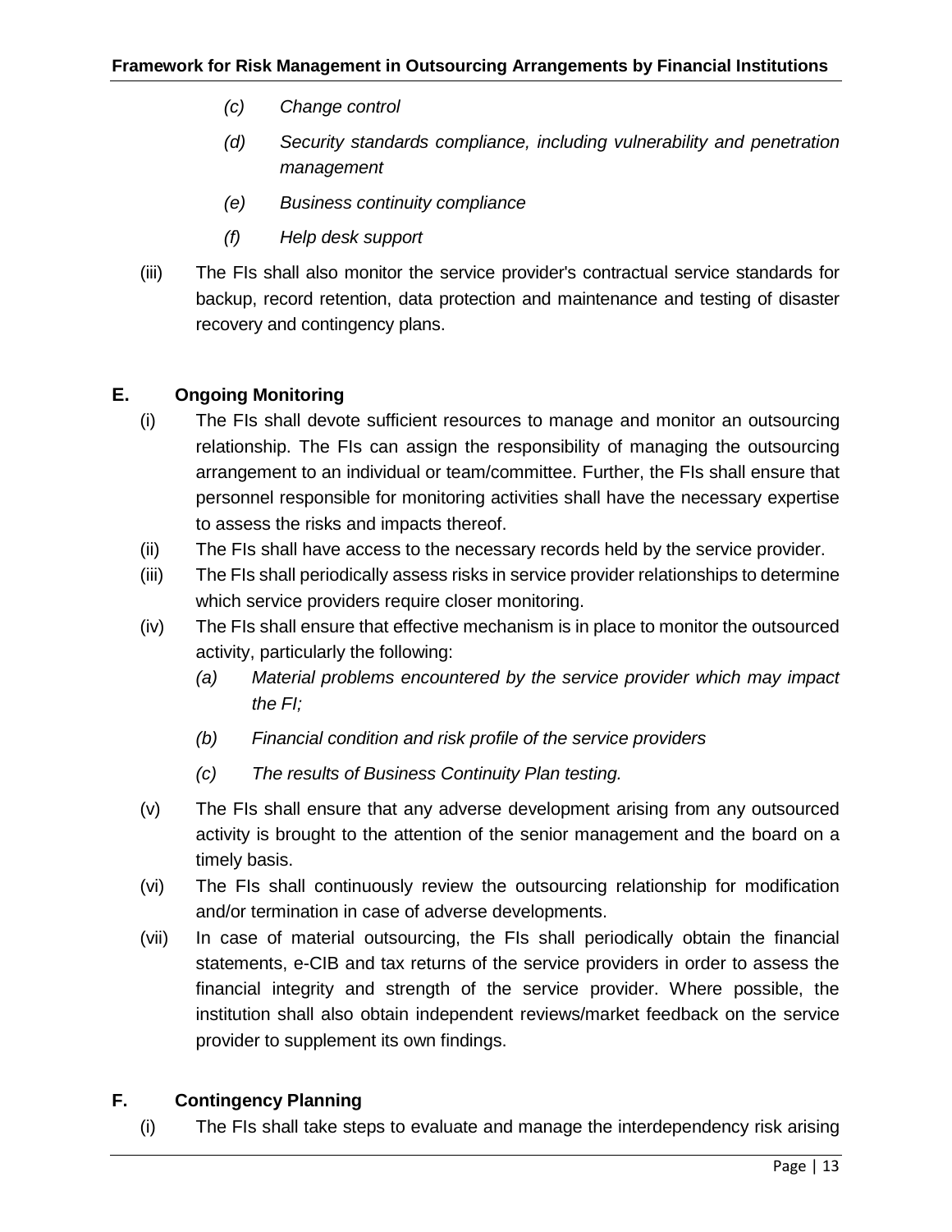*(c) Change control*

*(d) Security standards compliance, including vulnerability and penetration management*

*(e) Business continuity compliance*

*(f) Help desk support*

(iii) The FIs shall also monitor the service provider's contractual service standards for backup, record retention, data protection and maintenance and testing of disaster recovery and contingency plans.

### E. Ongoing Monitoring

(i) The FIs shall devote sufficient resources to manage and monitor an outsourcing relationship. The FIs can assign the responsibility of managing the outsourcing arrangement to an individual or team/committee. Further, the FIs shall ensure that personnel responsible for monitoring activities shall have the necessary expertise to assess the risks and impacts thereof.

(ii) The FIs shall have access to the necessary records held by the service provider.

(iii) The FIs shall periodically assess risks in service provider relationships to determine which service providers require closer monitoring.

(iv) The FIs shall ensure that effective mechanism is in place to monitor the outsourced activity, particularly the following:

*(a) Material problems encountered by the service provider which may impact the FI;*

*(b) Financial condition and risk profile of the service providers*

*(c) The results of Business Continuity Plan testing.*

(v) The FIs shall ensure that any adverse development arising from any outsourced activity is brought to the attention of the senior management and the board on a timely basis.

(vi) The FIs shall continuously review the outsourcing relationship for modification and/or termination in case of adverse developments.

(vii) In case of material outsourcing, the FIs shall periodically obtain the financial statements, e-CIB and tax returns of the service providers in order to assess the financial integrity and strength of the service provider. Where possible, the institution shall also obtain independent reviews/market feedback on the service provider to supplement its own findings.

### F. Contingency Planning

(i) The FIs shall take steps to evaluate and manage the interdependency risk arising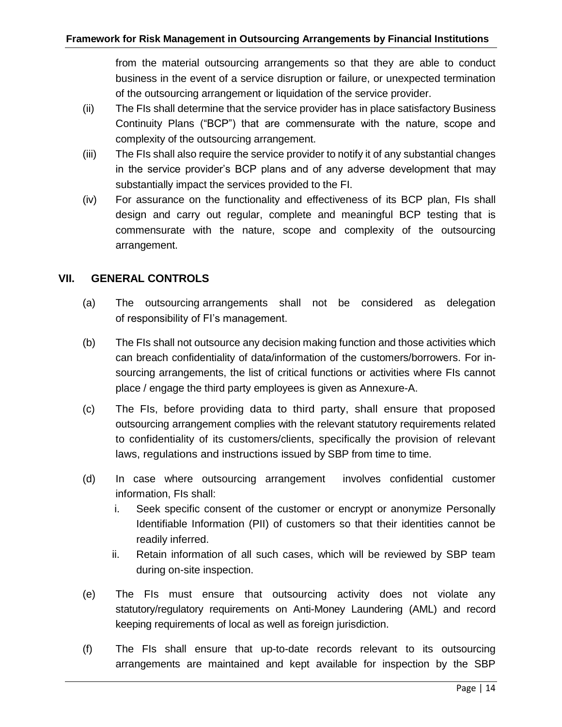from the material outsourcing arrangements so that they are able to conduct business in the event of a service disruption or failure, or unexpected termination of the outsourcing arrangement or liquidation of the service provider.

(ii) The FIs shall determine that the service provider has in place satisfactory Business Continuity Plans ("BCP") that are commensurate with the nature, scope and complexity of the outsourcing arrangement.

(iii) The FIs shall also require the service provider to notify it of any substantial changes in the service provider's BCP plans and of any adverse development that may substantially impact the services provided to the FI.

(iv) For assurance on the functionality and effectiveness of its BCP plan, FIs shall design and carry out regular, complete and meaningful BCP testing that is commensurate with the nature, scope and complexity of the outsourcing arrangement.

## VII. GENERAL CONTROLS

(a) The outsourcing arrangements shall not be considered as delegation of responsibility of FI's management.

(b) The FIs shall not outsource any decision making function and those activities which can breach confidentiality of data/information of the customers/borrowers. For in-sourcing arrangements, the list of critical functions or activities where FIs cannot place / engage the third party employees is given as Annexure-A.

(c) The FIs, before providing data to third party, shall ensure that proposed outsourcing arrangement complies with the relevant statutory requirements related to confidentiality of its customers/clients, specifically the provision of relevant laws, regulations and instructions issued by SBP from time to time.

(d) In case where outsourcing arrangement involves confidential customer information, FIs shall:

   i. Seek specific consent of the customer or encrypt or anonymize Personally Identifiable Information (PII) of customers so that their identities cannot be readily inferred.

   ii. Retain information of all such cases, which will be reviewed by SBP team during on-site inspection.

(e) The FIs must ensure that outsourcing activity does not violate any statutory/regulatory requirements on Anti-Money Laundering (AML) and record keeping requirements of local as well as foreign jurisdiction.

(f) The FIs shall ensure that up-to-date records relevant to its outsourcing arrangements are maintained and kept available for inspection by the SBP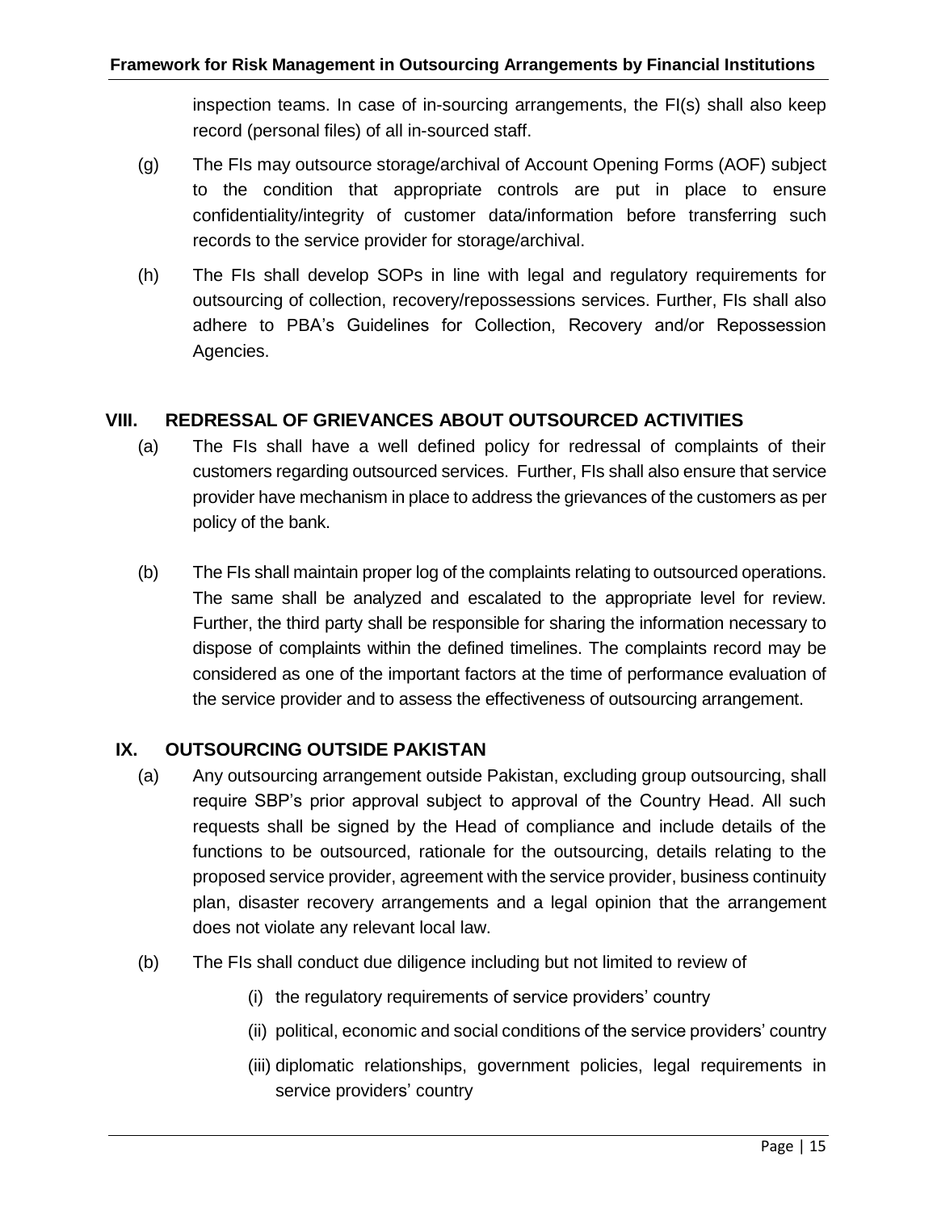inspection teams. In case of in-sourcing arrangements, the FI(s) shall also keep record (personal files) of all in-sourced staff.

(g) The FIs may outsource storage/archival of Account Opening Forms (AOF) subject to the condition that appropriate controls are put in place to ensure confidentiality/integrity of customer data/information before transferring such records to the service provider for storage/archival.

(h) The FIs shall develop SOPs in line with legal and regulatory requirements for outsourcing of collection, recovery/repossessions services. Further, FIs shall also adhere to PBA's Guidelines for Collection, Recovery and/or Repossession Agencies.

## VIII. REDRESSAL OF GRIEVANCES ABOUT OUTSOURCED ACTIVITIES

(a) The FIs shall have a well defined policy for redressal of complaints of their customers regarding outsourced services. Further, FIs shall also ensure that service provider have mechanism in place to address the grievances of the customers as per policy of the bank.

(b) The FIs shall maintain proper log of the complaints relating to outsourced operations. The same shall be analyzed and escalated to the appropriate level for review. Further, the third party shall be responsible for sharing the information necessary to dispose of complaints within the defined timelines. The complaints record may be considered as one of the important factors at the time of performance evaluation of the service provider and to assess the effectiveness of outsourcing arrangement.

## IX. OUTSOURCING OUTSIDE PAKISTAN

(a) Any outsourcing arrangement outside Pakistan, excluding group outsourcing, shall require SBP's prior approval subject to approval of the Country Head. All such requests shall be signed by the Head of compliance and include details of the functions to be outsourced, rationale for the outsourcing, details relating to the proposed service provider, agreement with the service provider, business continuity plan, disaster recovery arrangements and a legal opinion that the arrangement does not violate any relevant local law.

(b) The FIs shall conduct due diligence including but not limited to review of

- (i) the regulatory requirements of service providers' country
- (ii) political, economic and social conditions of the service providers' country
- (iii) diplomatic relationships, government policies, legal requirements in service providers' country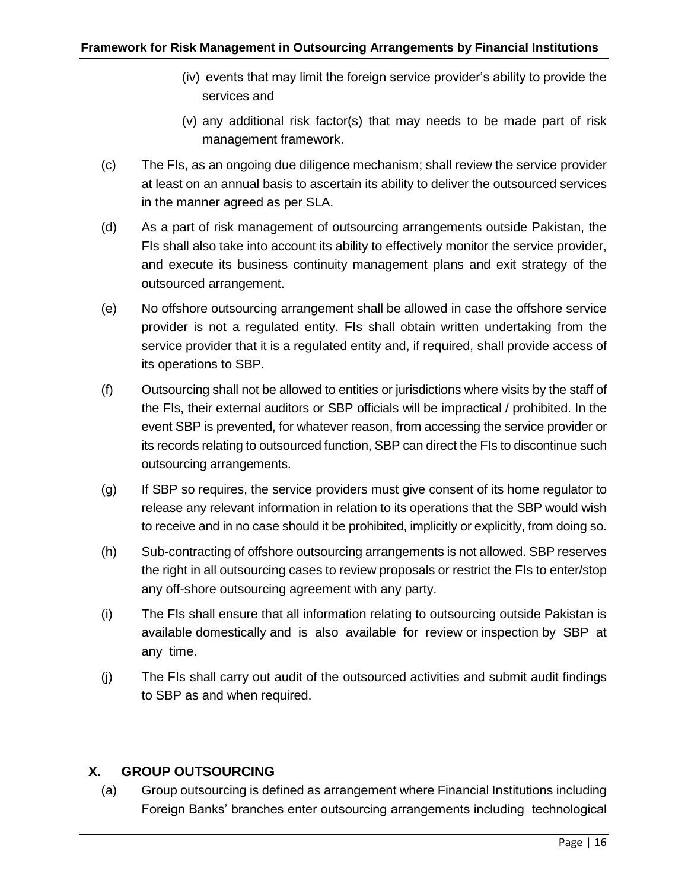(iv) events that may limit the foreign service provider's ability to provide the services and

(v) any additional risk factor(s) that may needs to be made part of risk management framework.

(c) The FIs, as an ongoing due diligence mechanism; shall review the service provider at least on an annual basis to ascertain its ability to deliver the outsourced services in the manner agreed as per SLA.

(d) As a part of risk management of outsourcing arrangements outside Pakistan, the FIs shall also take into account its ability to effectively monitor the service provider, and execute its business continuity management plans and exit strategy of the outsourced arrangement.

(e) No offshore outsourcing arrangement shall be allowed in case the offshore service provider is not a regulated entity. FIs shall obtain written undertaking from the service provider that it is a regulated entity and, if required, shall provide access of its operations to SBP.

(f) Outsourcing shall not be allowed to entities or jurisdictions where visits by the staff of the FIs, their external auditors or SBP officials will be impractical / prohibited. In the event SBP is prevented, for whatever reason, from accessing the service provider or its records relating to outsourced function, SBP can direct the FIs to discontinue such outsourcing arrangements.

(g) If SBP so requires, the service providers must give consent of its home regulator to release any relevant information in relation to its operations that the SBP would wish to receive and in no case should it be prohibited, implicitly or explicitly, from doing so.

(h) Sub-contracting of offshore outsourcing arrangements is not allowed. SBP reserves the right in all outsourcing cases to review proposals or restrict the FIs to enter/stop any off-shore outsourcing agreement with any party.

(i) The FIs shall ensure that all information relating to outsourcing outside Pakistan is available domestically and is also available for review or inspection by SBP at any time.

(j) The FIs shall carry out audit of the outsourced activities and submit audit findings to SBP as and when required.

## X. GROUP OUTSOURCING

(a) Group outsourcing is defined as arrangement where Financial Institutions including Foreign Banks' branches enter outsourcing arrangements including technological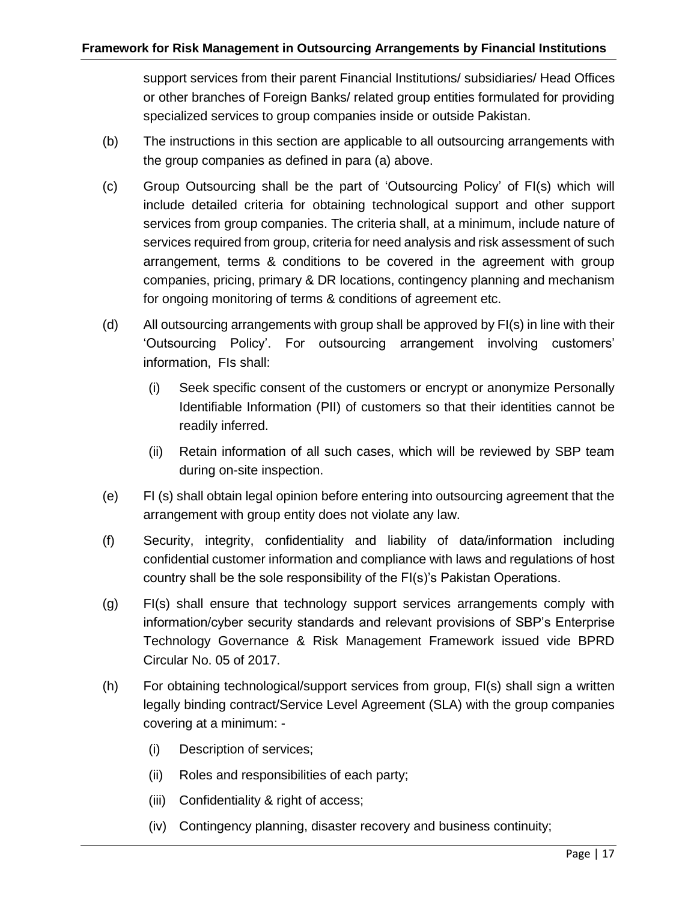support services from their parent Financial Institutions/ subsidiaries/ Head Offices or other branches of Foreign Banks/ related group entities formulated for providing specialized services to group companies inside or outside Pakistan.

(b) The instructions in this section are applicable to all outsourcing arrangements with the group companies as defined in para (a) above.

(c) Group Outsourcing shall be the part of 'Outsourcing Policy' of FI(s) which will include detailed criteria for obtaining technological support and other support services from group companies. The criteria shall, at a minimum, include nature of services required from group, criteria for need analysis and risk assessment of such arrangement, terms & conditions to be covered in the agreement with group companies, pricing, primary & DR locations, contingency planning and mechanism for ongoing monitoring of terms & conditions of agreement etc.

(d) All outsourcing arrangements with group shall be approved by FI(s) in line with their 'Outsourcing Policy'. For outsourcing arrangement involving customers' information, FIs shall:

   (i) Seek specific consent of the customers or encrypt or anonymize Personally Identifiable Information (PII) of customers so that their identities cannot be readily inferred.

   (ii) Retain information of all such cases, which will be reviewed by SBP team during on-site inspection.

(e) FI (s) shall obtain legal opinion before entering into outsourcing agreement that the arrangement with group entity does not violate any law.

(f) Security, integrity, confidentiality and liability of data/information including confidential customer information and compliance with laws and regulations of host country shall be the sole responsibility of the FI(s)'s Pakistan Operations.

(g) FI(s) shall ensure that technology support services arrangements comply with information/cyber security standards and relevant provisions of SBP's Enterprise Technology Governance & Risk Management Framework issued vide BPRD Circular No. 05 of 2017.

(h) For obtaining technological/support services from group, FI(s) shall sign a written legally binding contract/Service Level Agreement (SLA) with the group companies covering at a minimum: -

   (i) Description of services;

   (ii) Roles and responsibilities of each party;

   (iii) Confidentiality & right of access;

   (iv) Contingency planning, disaster recovery and business continuity;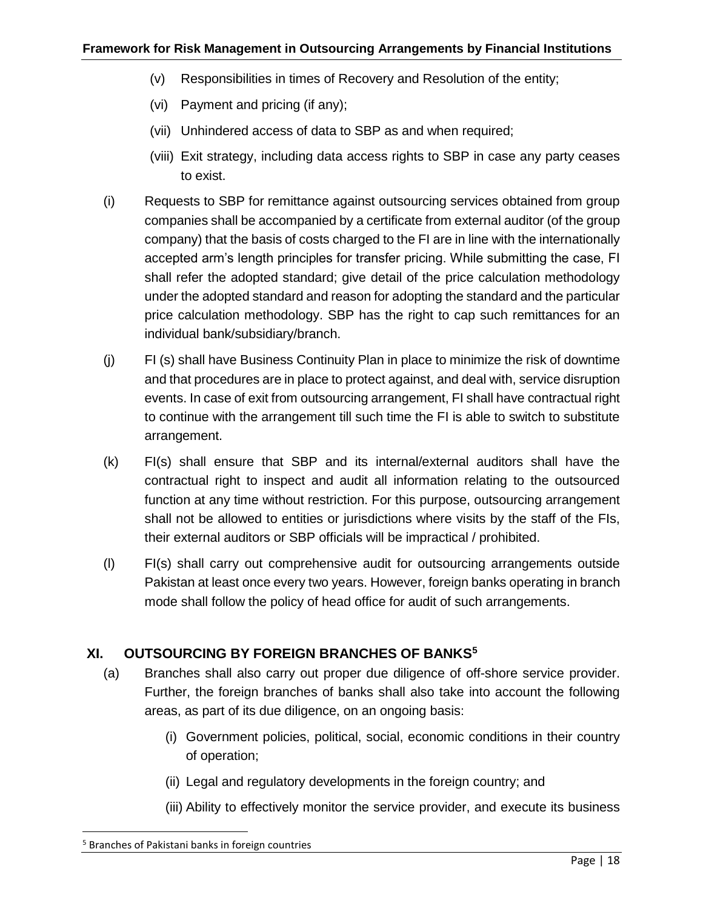(v) Responsibilities in times of Recovery and Resolution of the entity;

(vi) Payment and pricing (if any);

(vii) Unhindered access of data to SBP as and when required;

(viii) Exit strategy, including data access rights to SBP in case any party ceases to exist.

(i) Requests to SBP for remittance against outsourcing services obtained from group companies shall be accompanied by a certificate from external auditor (of the group company) that the basis of costs charged to the FI are in line with the internationally accepted arm's length principles for transfer pricing. While submitting the case, FI shall refer the adopted standard; give detail of the price calculation methodology under the adopted standard and reason for adopting the standard and the particular price calculation methodology. SBP has the right to cap such remittances for an individual bank/subsidiary/branch.

(j) FI (s) shall have Business Continuity Plan in place to minimize the risk of downtime and that procedures are in place to protect against, and deal with, service disruption events. In case of exit from outsourcing arrangement, FI shall have contractual right to continue with the arrangement till such time the FI is able to switch to substitute arrangement.

(k) FI(s) shall ensure that SBP and its internal/external auditors shall have the contractual right to inspect and audit all information relating to the outsourced function at any time without restriction. For this purpose, outsourcing arrangement shall not be allowed to entities or jurisdictions where visits by the staff of the FIs, their external auditors or SBP officials will be impractical / prohibited.

(l) FI(s) shall carry out comprehensive audit for outsourcing arrangements outside Pakistan at least once every two years. However, foreign banks operating in branch mode shall follow the policy of head office for audit of such arrangements.

## XI. OUTSOURCING BY FOREIGN BRANCHES OF BANKS[5]

(a) Branches shall also carry out proper due diligence of off-shore service provider. Further, the foreign branches of banks shall also take into account the following areas, as part of its due diligence, on an ongoing basis:

   (i) Government policies, political, social, economic conditions in their country of operation;

   (ii) Legal and regulatory developments in the foreign country; and

   (iii) Ability to effectively monitor the service provider, and execute its business

[5] Branches of Pakistani banks in foreign countries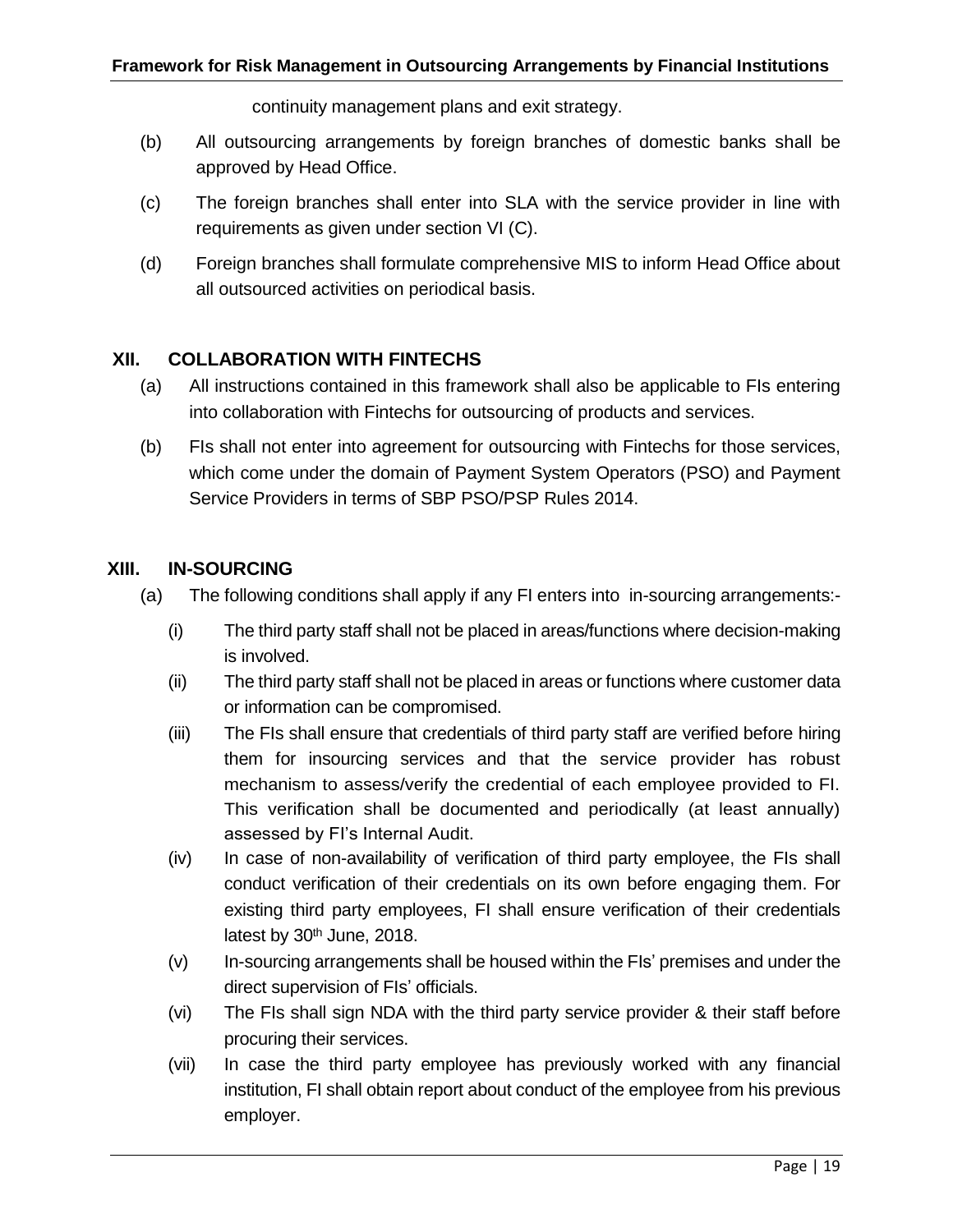continuity management plans and exit strategy.

(b) All outsourcing arrangements by foreign branches of domestic banks shall be approved by Head Office.

(c) The foreign branches shall enter into SLA with the service provider in line with requirements as given under section VI (C).

(d) Foreign branches shall formulate comprehensive MIS to inform Head Office about all outsourced activities on periodical basis.

## XII. COLLABORATION WITH FINTECHS

(a) All instructions contained in this framework shall also be applicable to FIs entering into collaboration with Fintechs for outsourcing of products and services.

(b) FIs shall not enter into agreement for outsourcing with Fintechs for those services, which come under the domain of Payment System Operators (PSO) and Payment Service Providers in terms of SBP PSO/PSP Rules 2014.

## XIII. IN-SOURCING

(a) The following conditions shall apply if any FI enters into in-sourcing arrangements:-

   (i) The third party staff shall not be placed in areas/functions where decision-making is involved.

   (ii) The third party staff shall not be placed in areas or functions where customer data or information can be compromised.

   (iii) The FIs shall ensure that credentials of third party staff are verified before hiring them for insourcing services and that the service provider has robust mechanism to assess/verify the credential of each employee provided to FI. This verification shall be documented and periodically (at least annually) assessed by FI's Internal Audit.

   (iv) In case of non-availability of verification of third party employee, the FIs shall conduct verification of their credentials on its own before engaging them. For existing third party employees, FI shall ensure verification of their credentials latest by 30th June, 2018.

   (v) In-sourcing arrangements shall be housed within the FIs' premises and under the direct supervision of FIs' officials.

   (vi) The FIs shall sign NDA with the third party service provider & their staff before procuring their services.

   (vii) In case the third party employee has previously worked with any financial institution, FI shall obtain report about conduct of the employee from his previous employer.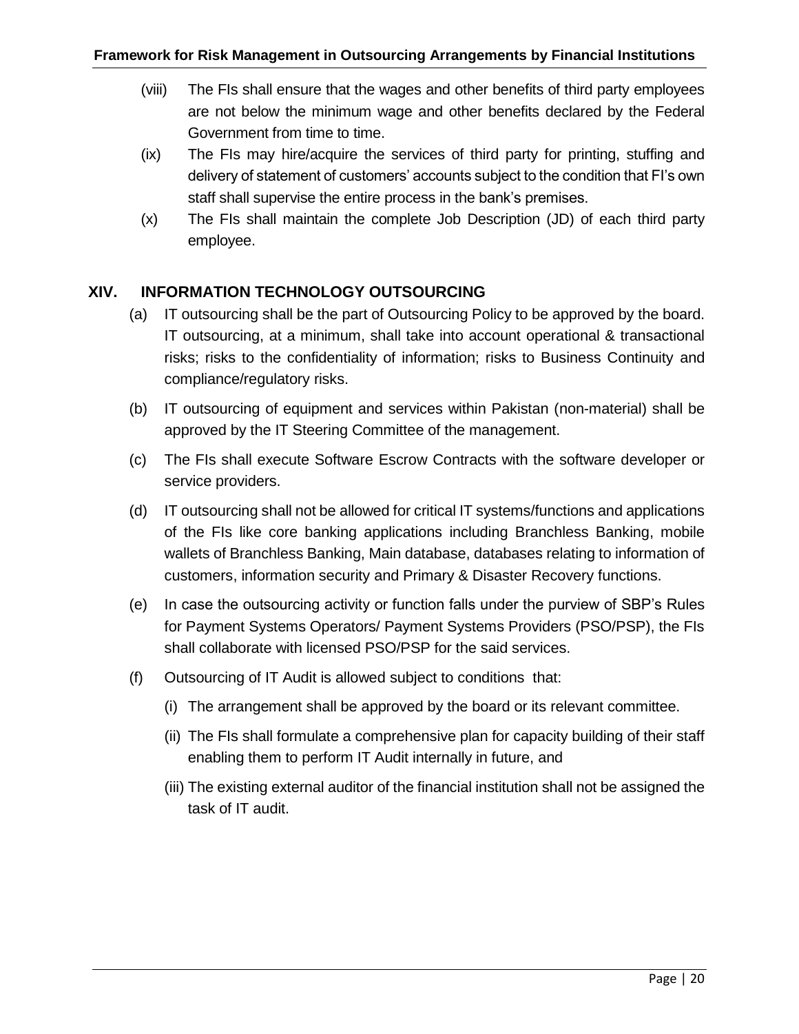(viii) The FIs shall ensure that the wages and other benefits of third party employees are not below the minimum wage and other benefits declared by the Federal Government from time to time.

(ix) The FIs may hire/acquire the services of third party for printing, stuffing and delivery of statement of customers' accounts subject to the condition that FI's own staff shall supervise the entire process in the bank's premises.

(x) The FIs shall maintain the complete Job Description (JD) of each third party employee.

## XIV. INFORMATION TECHNOLOGY OUTSOURCING

(a) IT outsourcing shall be the part of Outsourcing Policy to be approved by the board. IT outsourcing, at a minimum, shall take into account operational & transactional risks; risks to the confidentiality of information; risks to Business Continuity and compliance/regulatory risks.

(b) IT outsourcing of equipment and services within Pakistan (non-material) shall be approved by the IT Steering Committee of the management.

(c) The FIs shall execute Software Escrow Contracts with the software developer or service providers.

(d) IT outsourcing shall not be allowed for critical IT systems/functions and applications of the FIs like core banking applications including Branchless Banking, mobile wallets of Branchless Banking, Main database, databases relating to information of customers, information security and Primary & Disaster Recovery functions.

(e) In case the outsourcing activity or function falls under the purview of SBP's Rules for Payment Systems Operators/ Payment Systems Providers (PSO/PSP), the FIs shall collaborate with licensed PSO/PSP for the said services.

(f) Outsourcing of IT Audit is allowed subject to conditions that:

(i) The arrangement shall be approved by the board or its relevant committee.

(ii) The FIs shall formulate a comprehensive plan for capacity building of their staff enabling them to perform IT Audit internally in future, and

(iii) The existing external auditor of the financial institution shall not be assigned the task of IT audit.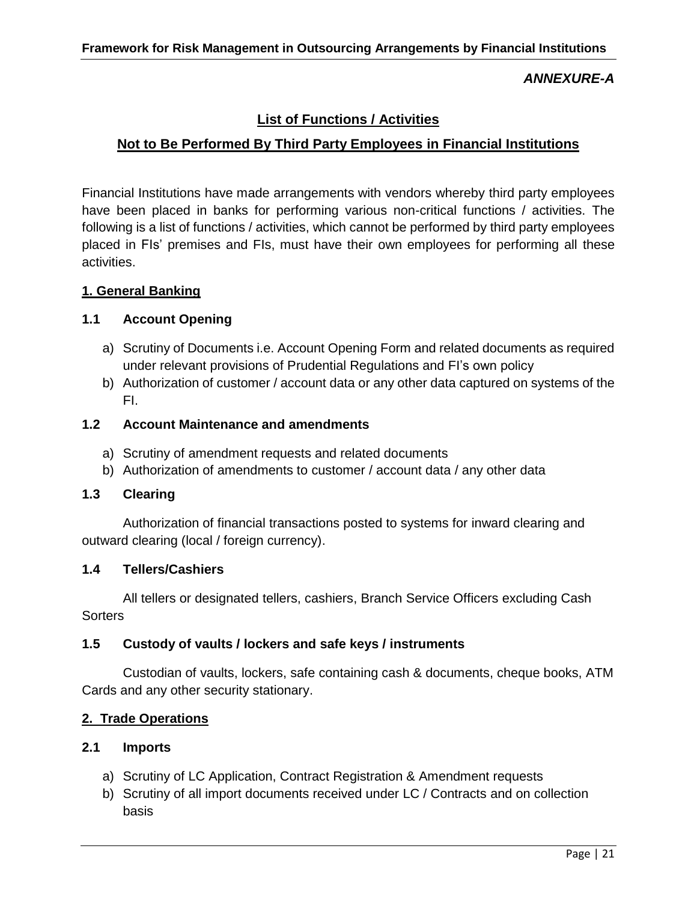*ANNEXURE-A*

## List of Functions / Activities

## Not to Be Performed By Third Party Employees in Financial Institutions

Financial Institutions have made arrangements with vendors whereby third party employees have been placed in banks for performing various non-critical functions / activities. The following is a list of functions / activities, which cannot be performed by third party employees placed in FIs' premises and FIs, must have their own employees for performing all these activities.

### 1. General Banking

#### 1.1 Account Opening

a) Scrutiny of Documents i.e. Account Opening Form and related documents as required under relevant provisions of Prudential Regulations and FI's own policy
b) Authorization of customer / account data or any other data captured on systems of the FI.

#### 1.2 Account Maintenance and amendments

a) Scrutiny of amendment requests and related documents
b) Authorization of amendments to customer / account data / any other data

#### 1.3 Clearing

Authorization of financial transactions posted to systems for inward clearing and outward clearing (local / foreign currency).

#### 1.4 Tellers/Cashiers

All tellers or designated tellers, cashiers, Branch Service Officers excluding Cash Sorters

#### 1.5 Custody of vaults / lockers and safe keys / instruments

Custodian of vaults, lockers, safe containing cash & documents, cheque books, ATM Cards and any other security stationary.

### 2. Trade Operations

#### 2.1 Imports

a) Scrutiny of LC Application, Contract Registration & Amendment requests
b) Scrutiny of all import documents received under LC / Contracts and on collection basis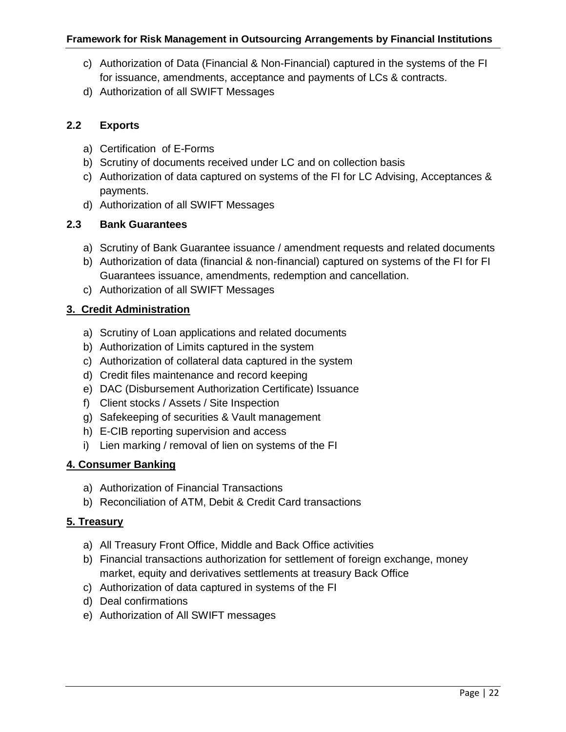c) Authorization of Data (Financial & Non-Financial) captured in the systems of the FI for issuance, amendments, acceptance and payments of LCs & contracts.
d) Authorization of all SWIFT Messages

### 2.2 Exports

a) Certification of E-Forms
b) Scrutiny of documents received under LC and on collection basis
c) Authorization of data captured on systems of the FI for LC Advising, Acceptances & payments.
d) Authorization of all SWIFT Messages

### 2.3 Bank Guarantees

a) Scrutiny of Bank Guarantee issuance / amendment requests and related documents
b) Authorization of data (financial & non-financial) captured on systems of the FI for FI Guarantees issuance, amendments, redemption and cancellation.
c) Authorization of all SWIFT Messages

## 3. Credit Administration

a) Scrutiny of Loan applications and related documents
b) Authorization of Limits captured in the system
c) Authorization of collateral data captured in the system
d) Credit files maintenance and record keeping
e) DAC (Disbursement Authorization Certificate) Issuance
f) Client stocks / Assets / Site Inspection
g) Safekeeping of securities & Vault management
h) E-CIB reporting supervision and access
i) Lien marking / removal of lien on systems of the FI

## 4. Consumer Banking

a) Authorization of Financial Transactions
b) Reconciliation of ATM, Debit & Credit Card transactions

## 5. Treasury

a) All Treasury Front Office, Middle and Back Office activities
b) Financial transactions authorization for settlement of foreign exchange, money market, equity and derivatives settlements at treasury Back Office
c) Authorization of data captured in systems of the FI
d) Deal confirmations
e) Authorization of All SWIFT messages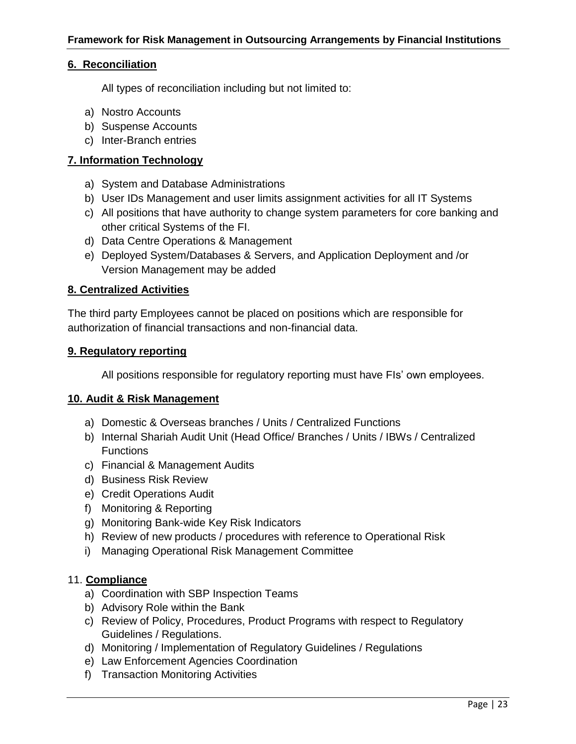### 6. Reconciliation

All types of reconciliation including but not limited to:

a) Nostro Accounts
b) Suspense Accounts
c) Inter-Branch entries

### 7. Information Technology

a) System and Database Administrations
b) User IDs Management and user limits assignment activities for all IT Systems
c) All positions that have authority to change system parameters for core banking and other critical Systems of the FI.
d) Data Centre Operations & Management
e) Deployed System/Databases & Servers, and Application Deployment and /or Version Management may be added

### 8. Centralized Activities

The third party Employees cannot be placed on positions which are responsible for authorization of financial transactions and non-financial data.

### 9. Regulatory reporting

All positions responsible for regulatory reporting must have FIs' own employees.

### 10. Audit & Risk Management

a) Domestic & Overseas branches / Units / Centralized Functions
b) Internal Shariah Audit Unit (Head Office/ Branches / Units / IBWs / Centralized Functions
c) Financial & Management Audits
d) Business Risk Review
e) Credit Operations Audit
f) Monitoring & Reporting
g) Monitoring Bank-wide Key Risk Indicators
h) Review of new products / procedures with reference to Operational Risk
i) Managing Operational Risk Management Committee

### 11. Compliance

a) Coordination with SBP Inspection Teams
b) Advisory Role within the Bank
c) Review of Policy, Procedures, Product Programs with respect to Regulatory Guidelines / Regulations.
d) Monitoring / Implementation of Regulatory Guidelines / Regulations
e) Law Enforcement Agencies Coordination
f) Transaction Monitoring Activities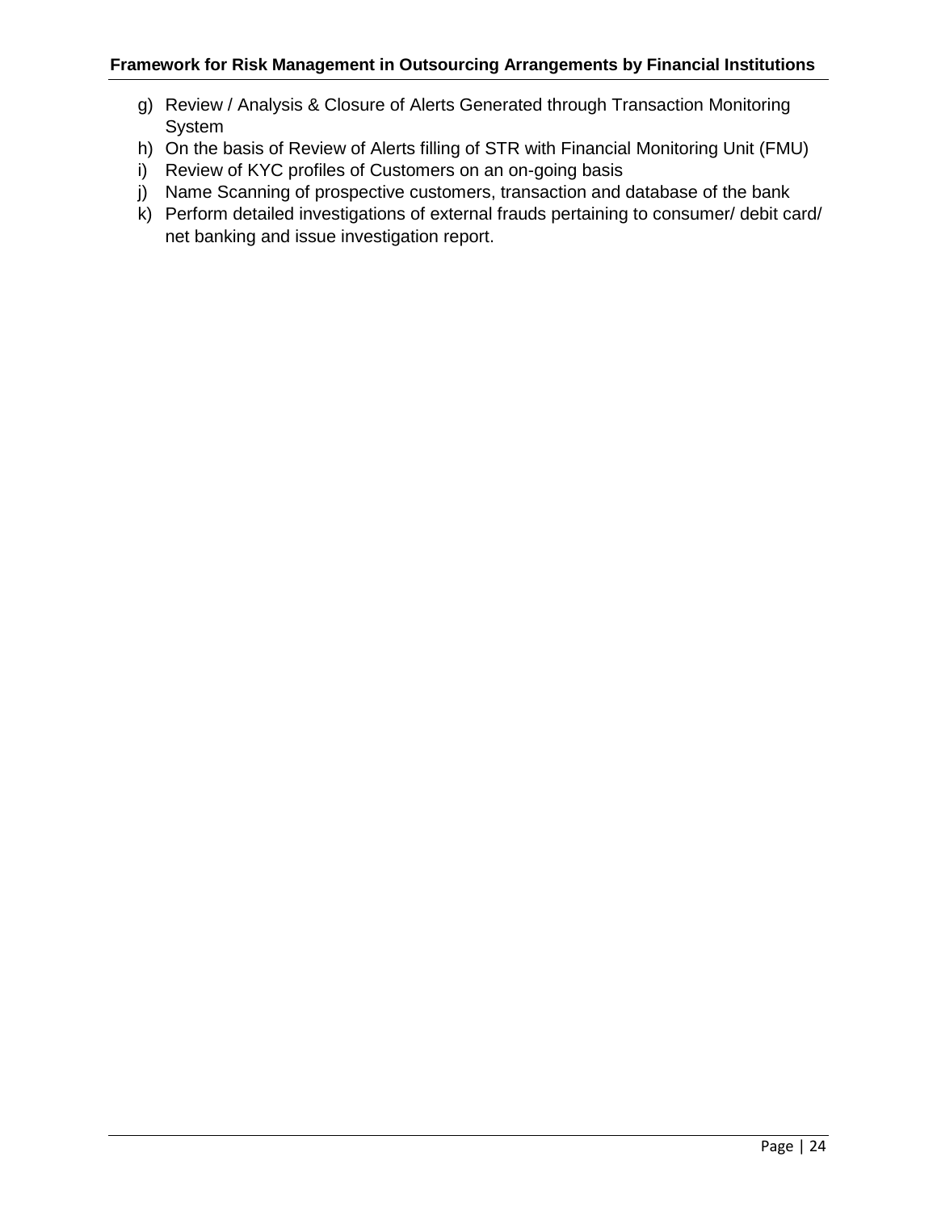g) Review / Analysis & Closure of Alerts Generated through Transaction Monitoring System
h) On the basis of Review of Alerts filling of STR with Financial Monitoring Unit (FMU)
i) Review of KYC profiles of Customers on an on-going basis
j) Name Scanning of prospective customers, transaction and database of the bank
k) Perform detailed investigations of external frauds pertaining to consumer/ debit card/ net banking and issue investigation report.